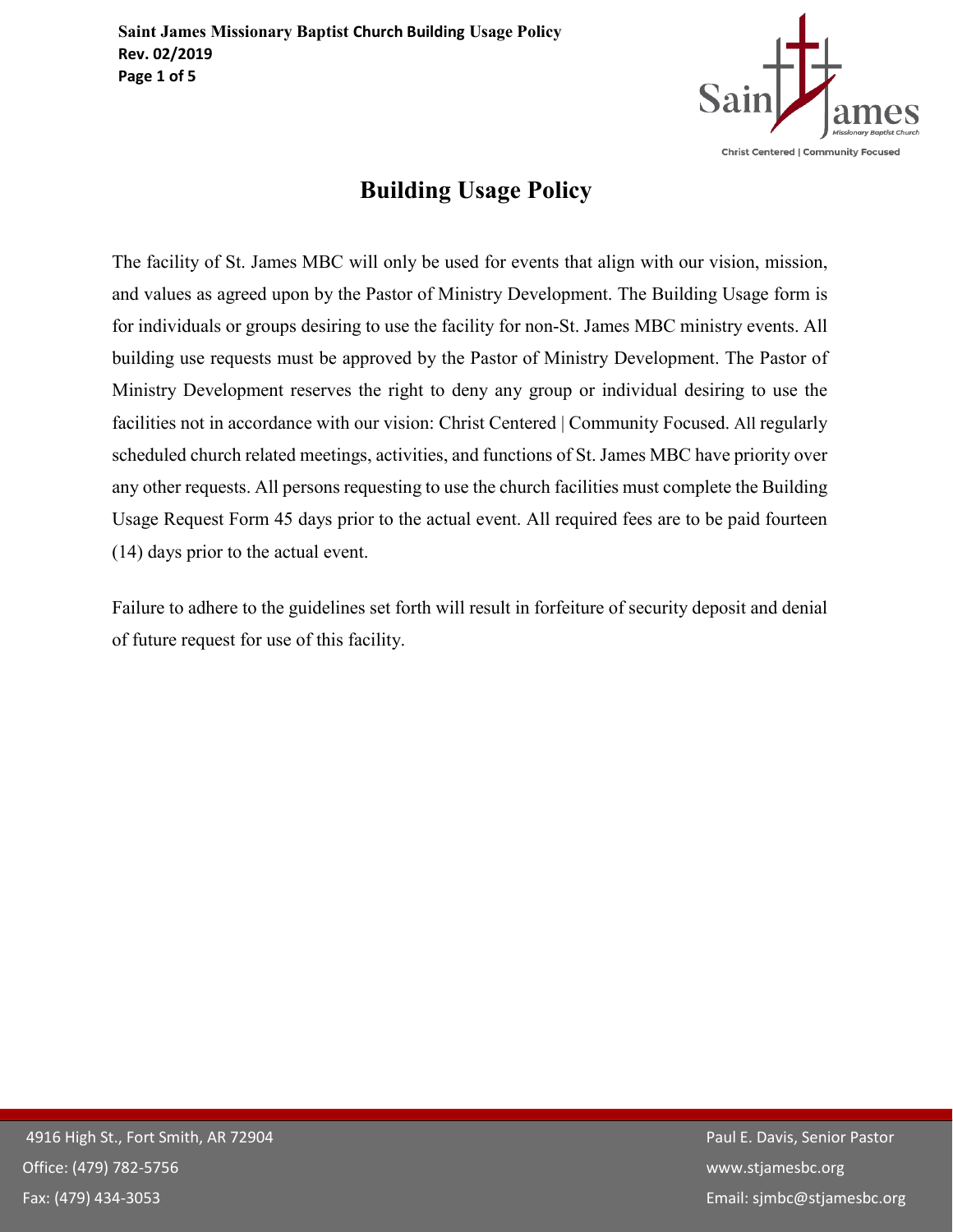# Building Usage Policy

The facility of St. James MBC will only be used for events that align with our vision, mission, and values as agreed upon by the Pastor of Ministry Development. The Building Usage form is for individuals or groups desiring to use the facility for non-St. James MBC ministry events. All building use requests must be approved by the Pastor of Ministry Development. The Pastor of Ministry Development reserves the right to deny any group or individual desiring to use the facilities not in accordance with our vision: Christ Centered | Community Focused. All regularly scheduled church related meetings, activities, and functions of St. James MBC have priority over any other requests. All persons requesting to use the church facilities must complete the Building Usage Request Form 45 days prior to the actual event. All required fees are to be paid fourteen (14) days prior to the actual event.

Failure to adhere to the guidelines set forth will result in forfeiture of security deposit and denial of future request for use of this facility.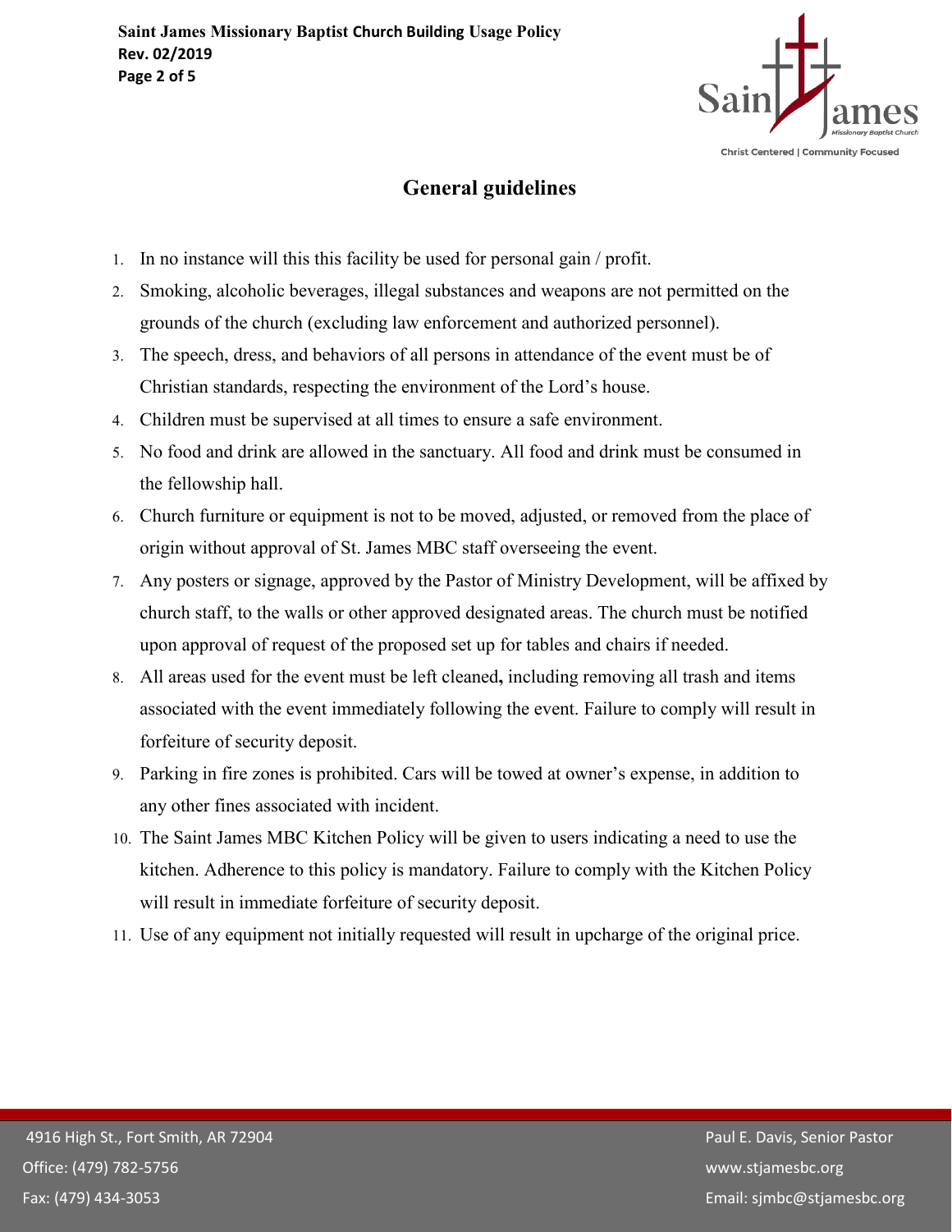## General guidelines

1. In no instance will this this facility be used for personal gain / profit.
2. Smoking, alcoholic beverages, illegal substances and weapons are not permitted on the grounds of the church (excluding law enforcement and authorized personnel).
3. The speech, dress, and behaviors of all persons in attendance of the event must be of Christian standards, respecting the environment of the Lord's house.
4. Children must be supervised at all times to ensure a safe environment.
5. No food and drink are allowed in the sanctuary. All food and drink must be consumed in the fellowship hall.
6. Church furniture or equipment is not to be moved, adjusted, or removed from the place of origin without approval of St. James MBC staff overseeing the event.
7. Any posters or signage, approved by the Pastor of Ministry Development, will be affixed by church staff, to the walls or other approved designated areas. The church must be notified upon approval of request of the proposed set up for tables and chairs if needed.
8. All areas used for the event must be left cleaned**,** including removing all trash and items associated with the event immediately following the event. Failure to comply will result in forfeiture of security deposit.
9. Parking in fire zones is prohibited. Cars will be towed at owner's expense, in addition to any other fines associated with incident.
10. The Saint James MBC Kitchen Policy will be given to users indicating a need to use the kitchen. Adherence to this policy is mandatory. Failure to comply with the Kitchen Policy will result in immediate forfeiture of security deposit.
11. Use of any equipment not initially requested will result in upcharge of the original price.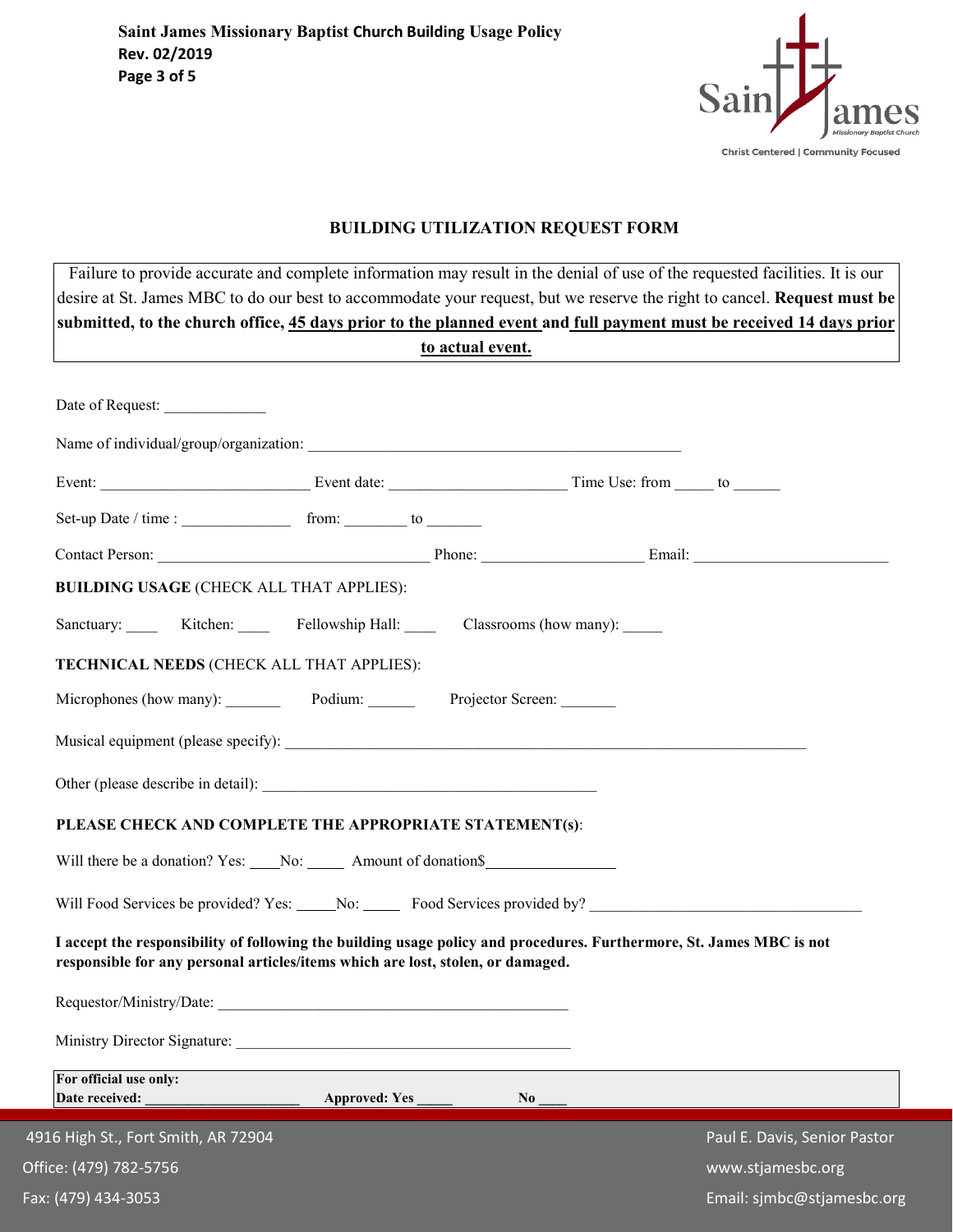## BUILDING UTILIZATION REQUEST FORM

Failure to provide accurate and complete information may result in the denial of use of the requested facilities. It is our desire at St. James MBC to do our best to accommodate your request, but we reserve the right to cancel. **Request must be submitted, to the church office, 45 days prior to the planned event and full payment must be received 14 days prior to actual event.**

Date of Request: _____________

Name of individual/group/organization: _________________________________________________

Event: ___________________________ Event date: _______________________ Time Use: from _____ to ______

Set-up Date / time : ______________ from: ________ to _______

Contact Person: ___________________________________ Phone: ____________________ Email: _________________________

**BUILDING USAGE** (CHECK ALL THAT APPLIES):

Sanctuary: ____ Kitchen: ____ Fellowship Hall: ____ Classrooms (how many): _____

**TECHNICAL NEEDS** (CHECK ALL THAT APPLIES):

Microphones (how many): _______ Podium: ______ Projector Screen: _______

Musical equipment (please specify): ______________________________________________________________________

Other (please describe in detail): ____________________________________________

**PLEASE CHECK AND COMPLETE THE APPROPRIATE STATEMENT(s)**:

Will there be a donation? Yes: ____No: _____ Amount of donation$________________

Will Food Services be provided? Yes: _____No: _____ Food Services provided by? ___________________________________

**I accept the responsibility of following the building usage policy and procedures. Furthermore, St. James MBC is not responsible for any personal articles/items which are lost, stolen, or damaged.**

Requestor/Ministry/Date: _______________________________________________

Ministry Director Signature: ____________________________________________

**For official use only:**
**Date received: ______________________ Approved: Yes _____ No ____**

4916 High St., Fort Smith, AR 72904
Office: (479) 782-5756
Fax: (479) 434-3053

Paul E. Davis, Senior Pastor
www.stjamesbc.org
Email: sjmbc@stjamesbc.org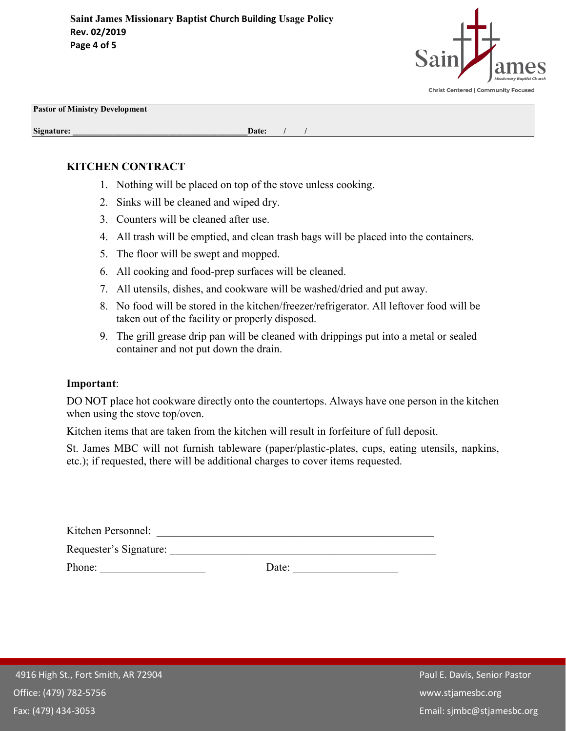| **Pastor of Ministry Development** |
|---|
| **Signature:** ________________________________________ **Date:** / / |

## KITCHEN CONTRACT

1. Nothing will be placed on top of the stove unless cooking.
2. Sinks will be cleaned and wiped dry.
3. Counters will be cleaned after use.
4. All trash will be emptied, and clean trash bags will be placed into the containers.
5. The floor will be swept and mopped.
6. All cooking and food-prep surfaces will be cleaned.
7. All utensils, dishes, and cookware will be washed/dried and put away.
8. No food will be stored in the kitchen/freezer/refrigerator. All leftover food will be taken out of the facility or properly disposed.
9. The grill grease drip pan will be cleaned with drippings put into a metal or sealed container and not put down the drain.

**Important**:

DO NOT place hot cookware directly onto the countertops. Always have one person in the kitchen when using the stove top/oven.

Kitchen items that are taken from the kitchen will result in forfeiture of full deposit.

St. James MBC will not furnish tableware (paper/plastic-plates, cups, eating utensils, napkins, etc.); if requested, there will be additional charges to cover items requested.

Kitchen Personnel: ____________________________________________________

Requester's Signature: _________________________________________________

Phone: ___________________ Date: ___________________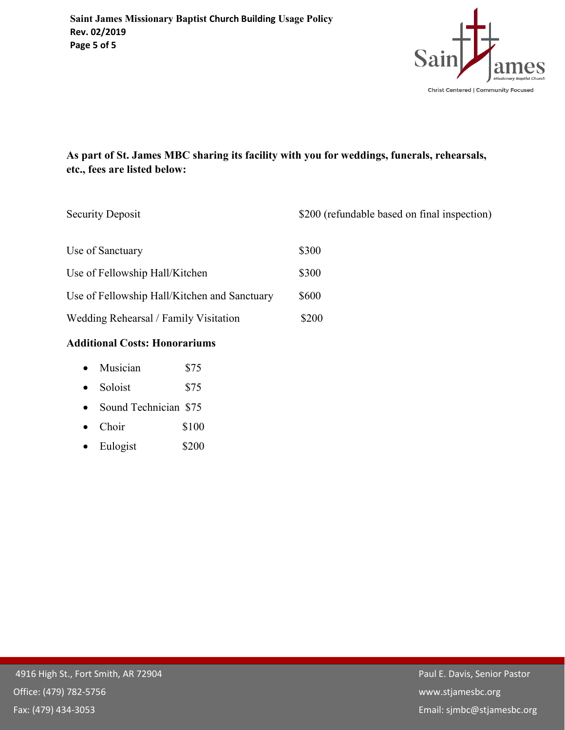**As part of St. James MBC sharing its facility with you for weddings, funerals, rehearsals, etc., fees are listed below:**

| | |
|---|---|
| Security Deposit | $200 (refundable based on final inspection) |
| Use of Sanctuary | $300 |
| Use of Fellowship Hall/Kitchen | $300 |
| Use of Fellowship Hall/Kitchen and Sanctuary | $600 |
| Wedding Rehearsal / Family Visitation | $200 |

**Additional Costs: Honorariums**

- Musician $75
- Soloist $75
- Sound Technician $75
- Choir $100
- Eulogist $200

4916 High St., Fort Smith, AR 72904
Office: (479) 782-5756
Fax: (479) 434-3053

Paul E. Davis, Senior Pastor
www.stjamesbc.org
Email: sjmbc@stjamesbc.org